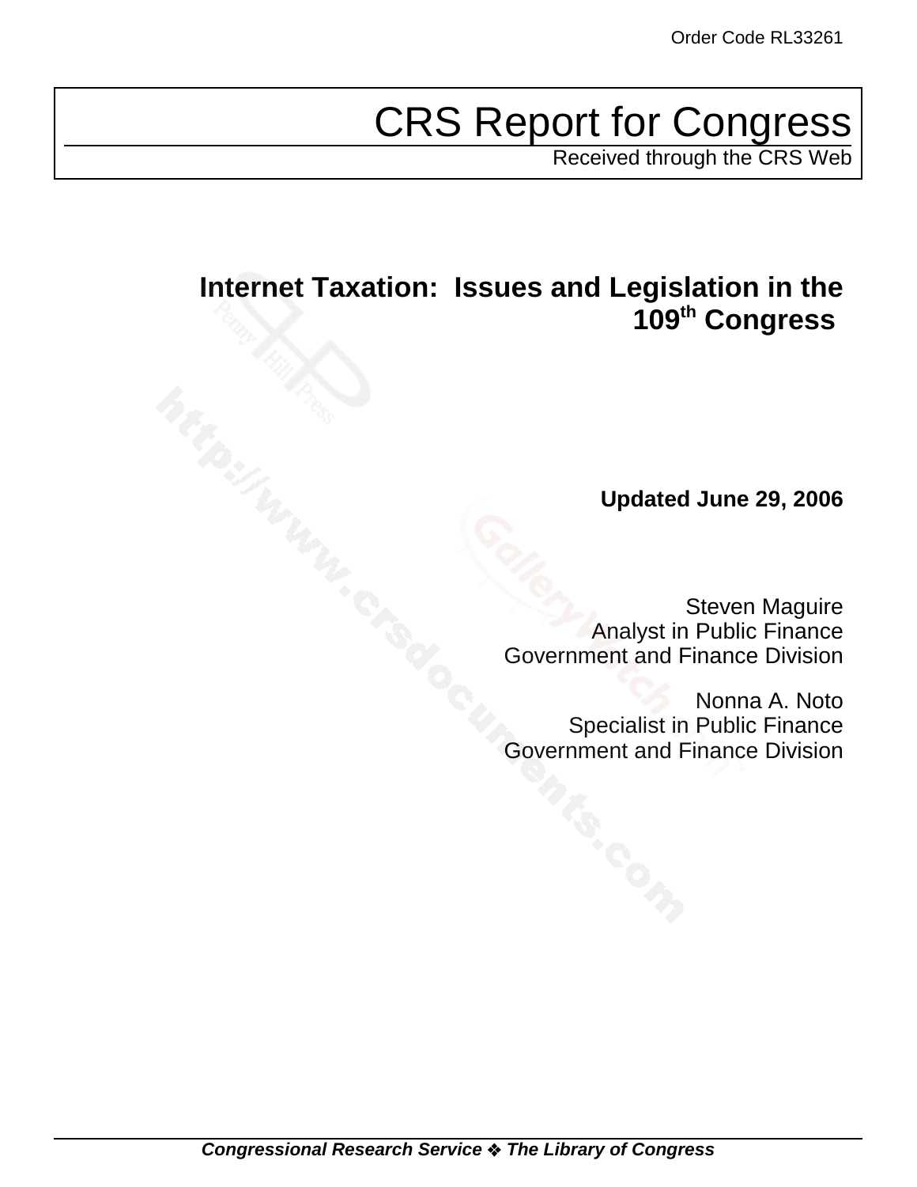Order Code RL33261

# CRS Report for Congress

Received through the CRS Web

## Internet Taxation: Issues and Legislation in the 109th Congress

**Updated June 29, 2006**

Steven Maguire
Analyst in Public Finance
Government and Finance Division

Nonna A. Noto
Specialist in Public Finance
Government and Finance Division

***Congressional Research Service ❖ The Library of Congress***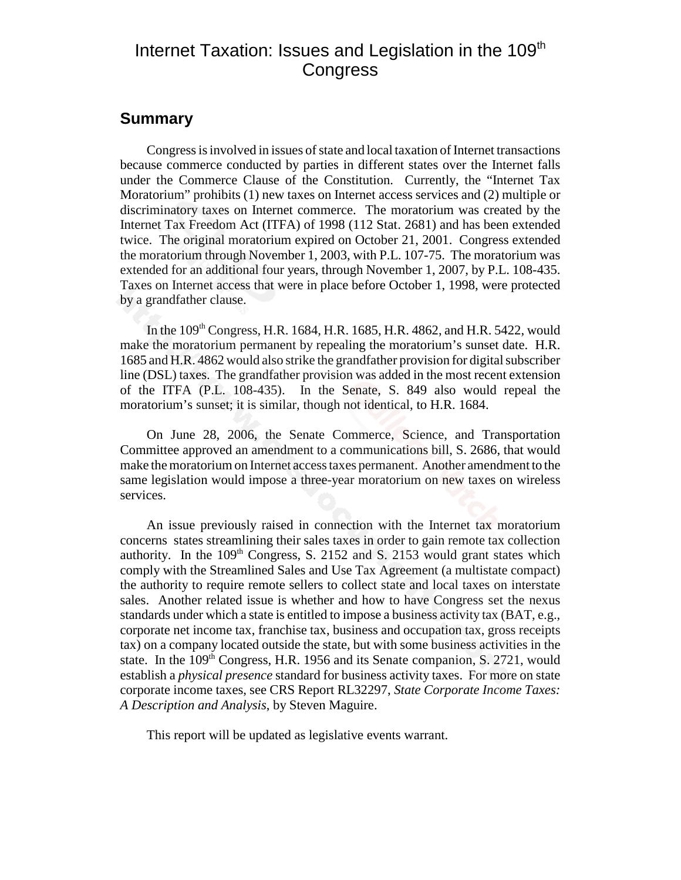# Internet Taxation: Issues and Legislation in the 109th Congress

## Summary

Congress is involved in issues of state and local taxation of Internet transactions because commerce conducted by parties in different states over the Internet falls under the Commerce Clause of the Constitution. Currently, the "Internet Tax Moratorium" prohibits (1) new taxes on Internet access services and (2) multiple or discriminatory taxes on Internet commerce. The moratorium was created by the Internet Tax Freedom Act (ITFA) of 1998 (112 Stat. 2681) and has been extended twice. The original moratorium expired on October 21, 2001. Congress extended the moratorium through November 1, 2003, with P.L. 107-75. The moratorium was extended for an additional four years, through November 1, 2007, by P.L. 108-435. Taxes on Internet access that were in place before October 1, 1998, were protected by a grandfather clause.

In the 109th Congress, H.R. 1684, H.R. 1685, H.R. 4862, and H.R. 5422, would make the moratorium permanent by repealing the moratorium's sunset date. H.R. 1685 and H.R. 4862 would also strike the grandfather provision for digital subscriber line (DSL) taxes. The grandfather provision was added in the most recent extension of the ITFA (P.L. 108-435). In the Senate, S. 849 also would repeal the moratorium's sunset; it is similar, though not identical, to H.R. 1684.

On June 28, 2006, the Senate Commerce, Science, and Transportation Committee approved an amendment to a communications bill, S. 2686, that would make the moratorium on Internet access taxes permanent. Another amendment to the same legislation would impose a three-year moratorium on new taxes on wireless services.

An issue previously raised in connection with the Internet tax moratorium concerns states streamlining their sales taxes in order to gain remote tax collection authority. In the 109th Congress, S. 2152 and S. 2153 would grant states which comply with the Streamlined Sales and Use Tax Agreement (a multistate compact) the authority to require remote sellers to collect state and local taxes on interstate sales. Another related issue is whether and how to have Congress set the nexus standards under which a state is entitled to impose a business activity tax (BAT, e.g., corporate net income tax, franchise tax, business and occupation tax, gross receipts tax) on a company located outside the state, but with some business activities in the state. In the 109th Congress, H.R. 1956 and its Senate companion, S. 2721, would establish a *physical presence* standard for business activity taxes. For more on state corporate income taxes, see CRS Report RL32297, *State Corporate Income Taxes: A Description and Analysis*, by Steven Maguire.

This report will be updated as legislative events warrant.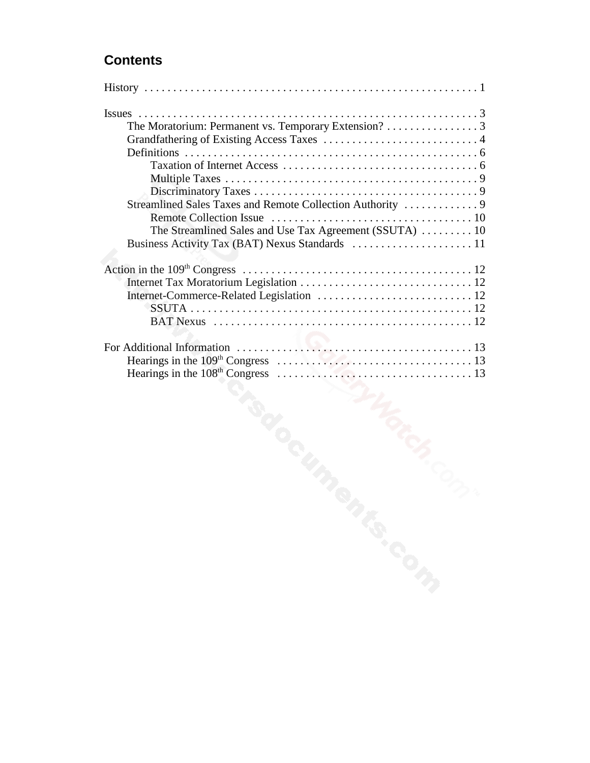## Contents

History . . . . . . . . . . . . . . . . . . . . . . . . . . . . . . . . . . . . . . . . . . . . . . . . . . . . . . . . . 1

Issues . . . . . . . . . . . . . . . . . . . . . . . . . . . . . . . . . . . . . . . . . . . . . . . . . . . . . . . . . . 3
- The Moratorium: Permanent vs. Temporary Extension? . . . . . . . . . . . . . . . . 3
- Grandfathering of Existing Access Taxes . . . . . . . . . . . . . . . . . . . . . . . . . . . 4
- Definitions . . . . . . . . . . . . . . . . . . . . . . . . . . . . . . . . . . . . . . . . . . . . . . . . . . . 6
  - Taxation of Internet Access . . . . . . . . . . . . . . . . . . . . . . . . . . . . . . . . . . 6
  - Multiple Taxes . . . . . . . . . . . . . . . . . . . . . . . . . . . . . . . . . . . . . . . . . . . . 9
  - Discriminatory Taxes . . . . . . . . . . . . . . . . . . . . . . . . . . . . . . . . . . . . . . . 9
- Streamlined Sales Taxes and Remote Collection Authority . . . . . . . . . . . . . 9
  - Remote Collection Issue . . . . . . . . . . . . . . . . . . . . . . . . . . . . . . . . . . . 10
  - The Streamlined Sales and Use Tax Agreement (SSUTA) . . . . . . . . . 10
- Business Activity Tax (BAT) Nexus Standards . . . . . . . . . . . . . . . . . . . . . 11

Action in the 109th Congress . . . . . . . . . . . . . . . . . . . . . . . . . . . . . . . . . . . . . . . 12
- Internet Tax Moratorium Legislation . . . . . . . . . . . . . . . . . . . . . . . . . . . . . . 12
- Internet-Commerce-Related Legislation . . . . . . . . . . . . . . . . . . . . . . . . . . . 12
  - SSUTA . . . . . . . . . . . . . . . . . . . . . . . . . . . . . . . . . . . . . . . . . . . . . . . . . 12
  - BAT Nexus . . . . . . . . . . . . . . . . . . . . . . . . . . . . . . . . . . . . . . . . . . . . . 12

For Additional Information . . . . . . . . . . . . . . . . . . . . . . . . . . . . . . . . . . . . . . . . . 13
- Hearings in the 109th Congress . . . . . . . . . . . . . . . . . . . . . . . . . . . . . . . . . 13
- Hearings in the 108th Congress . . . . . . . . . . . . . . . . . . . . . . . . . . . . . . . . . 13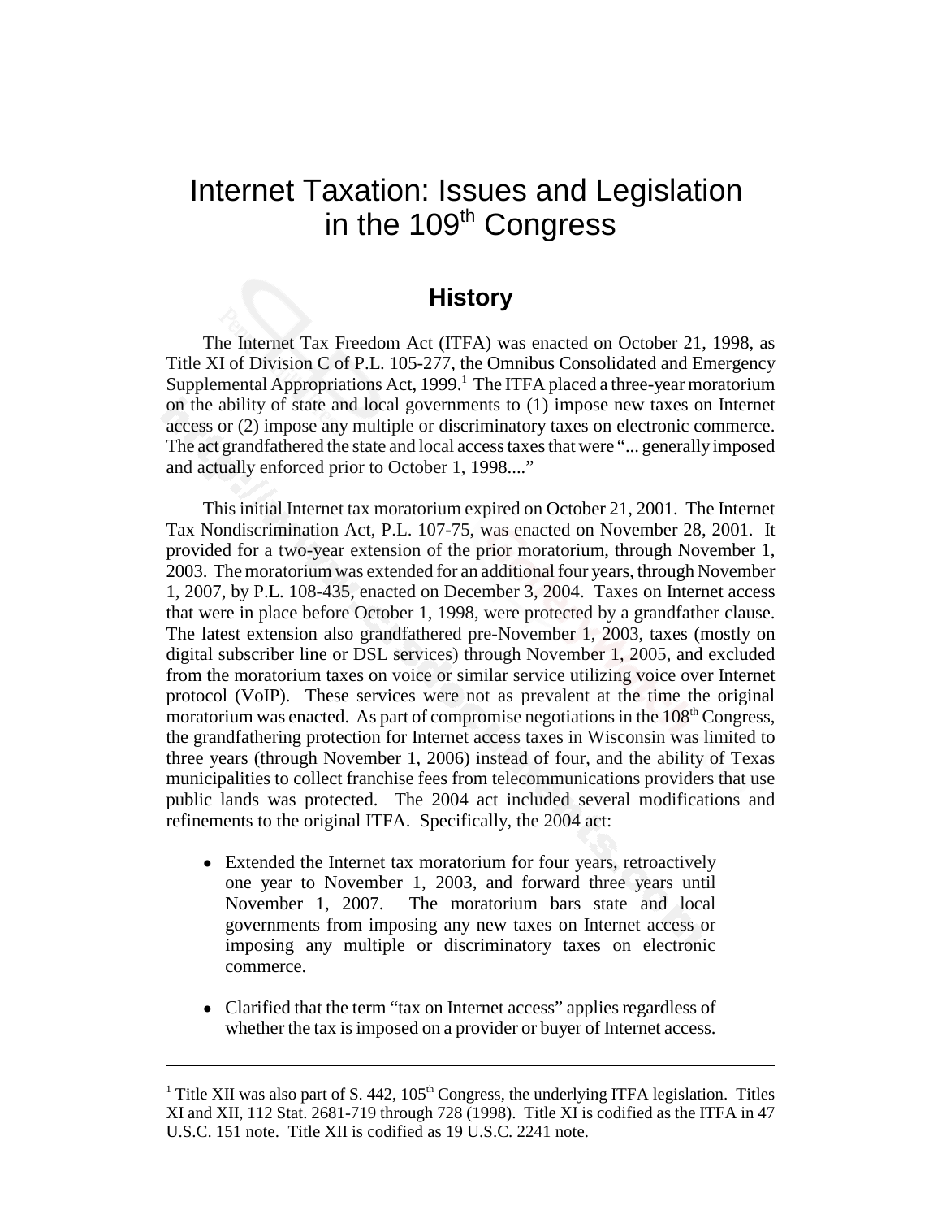# Internet Taxation: Issues and Legislation in the 109th Congress

## History

The Internet Tax Freedom Act (ITFA) was enacted on October 21, 1998, as Title XI of Division C of P.L. 105-277, the Omnibus Consolidated and Emergency Supplemental Appropriations Act, 1999.[1] The ITFA placed a three-year moratorium on the ability of state and local governments to (1) impose new taxes on Internet access or (2) impose any multiple or discriminatory taxes on electronic commerce. The act grandfathered the state and local access taxes that were "... generally imposed and actually enforced prior to October 1, 1998...."

This initial Internet tax moratorium expired on October 21, 2001. The Internet Tax Nondiscrimination Act, P.L. 107-75, was enacted on November 28, 2001. It provided for a two-year extension of the prior moratorium, through November 1, 2003. The moratorium was extended for an additional four years, through November 1, 2007, by P.L. 108-435, enacted on December 3, 2004. Taxes on Internet access that were in place before October 1, 1998, were protected by a grandfather clause. The latest extension also grandfathered pre-November 1, 2003, taxes (mostly on digital subscriber line or DSL services) through November 1, 2005, and excluded from the moratorium taxes on voice or similar service utilizing voice over Internet protocol (VoIP). These services were not as prevalent at the time the original moratorium was enacted. As part of compromise negotiations in the 108th Congress, the grandfathering protection for Internet access taxes in Wisconsin was limited to three years (through November 1, 2006) instead of four, and the ability of Texas municipalities to collect franchise fees from telecommunications providers that use public lands was protected. The 2004 act included several modifications and refinements to the original ITFA. Specifically, the 2004 act:

- Extended the Internet tax moratorium for four years, retroactively one year to November 1, 2003, and forward three years until November 1, 2007. The moratorium bars state and local governments from imposing any new taxes on Internet access or imposing any multiple or discriminatory taxes on electronic commerce.
- Clarified that the term "tax on Internet access" applies regardless of whether the tax is imposed on a provider or buyer of Internet access.

---

[1] Title XII was also part of S. 442, 105th Congress, the underlying ITFA legislation. Titles XI and XII, 112 Stat. 2681-719 through 728 (1998). Title XI is codified as the ITFA in 47 U.S.C. 151 note. Title XII is codified as 19 U.S.C. 2241 note.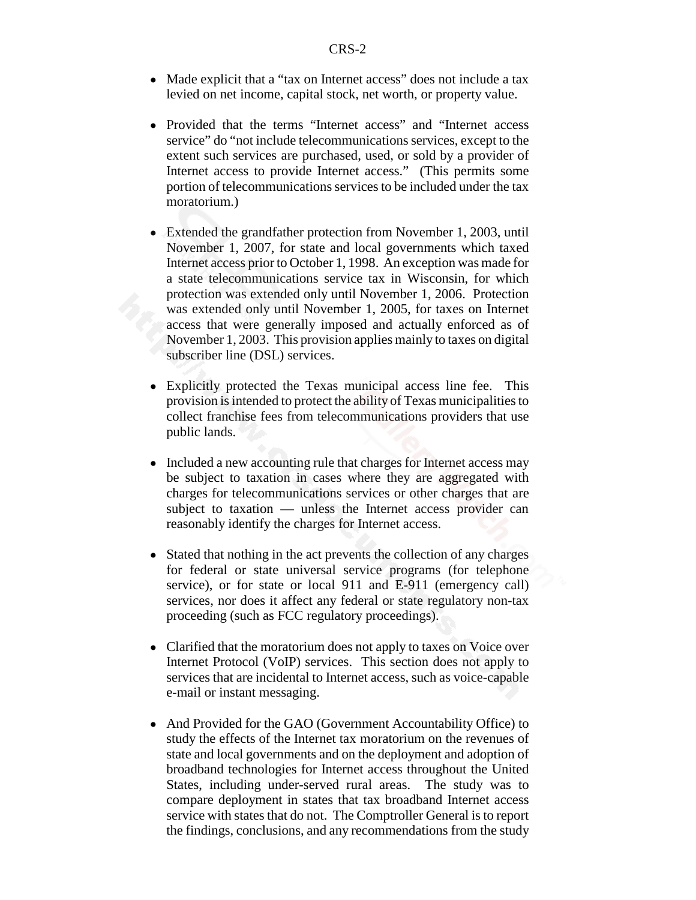- Made explicit that a "tax on Internet access" does not include a tax levied on net income, capital stock, net worth, or property value.

- Provided that the terms "Internet access" and "Internet access service" do "not include telecommunications services, except to the extent such services are purchased, used, or sold by a provider of Internet access to provide Internet access." (This permits some portion of telecommunications services to be included under the tax moratorium.)

- Extended the grandfather protection from November 1, 2003, until November 1, 2007, for state and local governments which taxed Internet access prior to October 1, 1998. An exception was made for a state telecommunications service tax in Wisconsin, for which protection was extended only until November 1, 2006. Protection was extended only until November 1, 2005, for taxes on Internet access that were generally imposed and actually enforced as of November 1, 2003. This provision applies mainly to taxes on digital subscriber line (DSL) services.

- Explicitly protected the Texas municipal access line fee. This provision is intended to protect the ability of Texas municipalities to collect franchise fees from telecommunications providers that use public lands.

- Included a new accounting rule that charges for Internet access may be subject to taxation in cases where they are aggregated with charges for telecommunications services or other charges that are subject to taxation — unless the Internet access provider can reasonably identify the charges for Internet access.

- Stated that nothing in the act prevents the collection of any charges for federal or state universal service programs (for telephone service), or for state or local 911 and E-911 (emergency call) services, nor does it affect any federal or state regulatory non-tax proceeding (such as FCC regulatory proceedings).

- Clarified that the moratorium does not apply to taxes on Voice over Internet Protocol (VoIP) services. This section does not apply to services that are incidental to Internet access, such as voice-capable e-mail or instant messaging.

- And Provided for the GAO (Government Accountability Office) to study the effects of the Internet tax moratorium on the revenues of state and local governments and on the deployment and adoption of broadband technologies for Internet access throughout the United States, including under-served rural areas. The study was to compare deployment in states that tax broadband Internet access service with states that do not. The Comptroller General is to report the findings, conclusions, and any recommendations from the study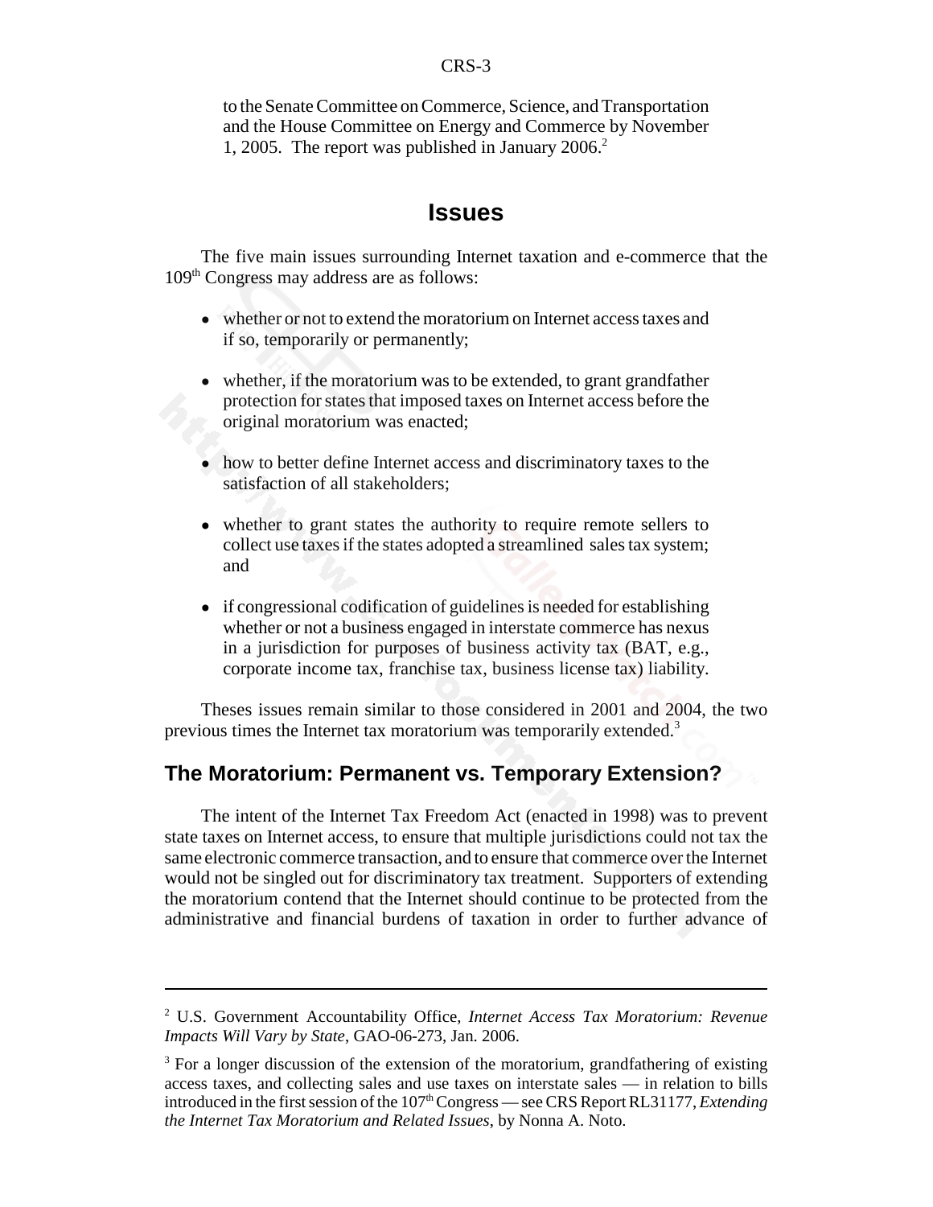to the Senate Committee on Commerce, Science, and Transportation and the House Committee on Energy and Commerce by November 1, 2005. The report was published in January 2006.[2]

# Issues

The five main issues surrounding Internet taxation and e-commerce that the 109th Congress may address are as follows:

- whether or not to extend the moratorium on Internet access taxes and if so, temporarily or permanently;
- whether, if the moratorium was to be extended, to grant grandfather protection for states that imposed taxes on Internet access before the original moratorium was enacted;
- how to better define Internet access and discriminatory taxes to the satisfaction of all stakeholders;
- whether to grant states the authority to require remote sellers to collect use taxes if the states adopted a streamlined sales tax system; and
- if congressional codification of guidelines is needed for establishing whether or not a business engaged in interstate commerce has nexus in a jurisdiction for purposes of business activity tax (BAT, e.g., corporate income tax, franchise tax, business license tax) liability.

Theses issues remain similar to those considered in 2001 and 2004, the two previous times the Internet tax moratorium was temporarily extended.[3]

## The Moratorium: Permanent vs. Temporary Extension?

The intent of the Internet Tax Freedom Act (enacted in 1998) was to prevent state taxes on Internet access, to ensure that multiple jurisdictions could not tax the same electronic commerce transaction, and to ensure that commerce over the Internet would not be singled out for discriminatory tax treatment. Supporters of extending the moratorium contend that the Internet should continue to be protected from the administrative and financial burdens of taxation in order to further advance of

---

[2] U.S. Government Accountability Office, *Internet Access Tax Moratorium: Revenue Impacts Will Vary by State*, GAO-06-273, Jan. 2006.

[3] For a longer discussion of the extension of the moratorium, grandfathering of existing access taxes, and collecting sales and use taxes on interstate sales — in relation to bills introduced in the first session of the 107th Congress — see CRS Report RL31177, *Extending the Internet Tax Moratorium and Related Issues*, by Nonna A. Noto.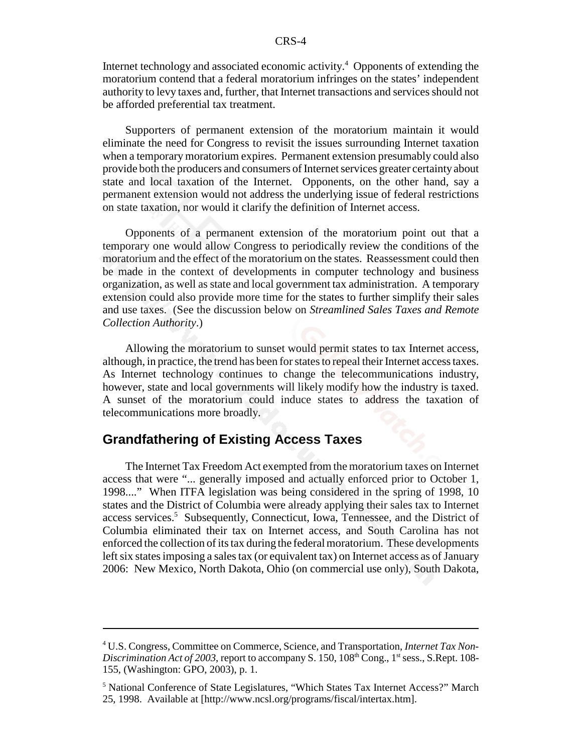Internet technology and associated economic activity.[4] Opponents of extending the moratorium contend that a federal moratorium infringes on the states' independent authority to levy taxes and, further, that Internet transactions and services should not be afforded preferential tax treatment.

Supporters of permanent extension of the moratorium maintain it would eliminate the need for Congress to revisit the issues surrounding Internet taxation when a temporary moratorium expires. Permanent extension presumably could also provide both the producers and consumers of Internet services greater certainty about state and local taxation of the Internet. Opponents, on the other hand, say a permanent extension would not address the underlying issue of federal restrictions on state taxation, nor would it clarify the definition of Internet access.

Opponents of a permanent extension of the moratorium point out that a temporary one would allow Congress to periodically review the conditions of the moratorium and the effect of the moratorium on the states. Reassessment could then be made in the context of developments in computer technology and business organization, as well as state and local government tax administration. A temporary extension could also provide more time for the states to further simplify their sales and use taxes. (See the discussion below on *Streamlined Sales Taxes and Remote Collection Authority*.)

Allowing the moratorium to sunset would permit states to tax Internet access, although, in practice, the trend has been for states to repeal their Internet access taxes. As Internet technology continues to change the telecommunications industry, however, state and local governments will likely modify how the industry is taxed. A sunset of the moratorium could induce states to address the taxation of telecommunications more broadly.

## Grandfathering of Existing Access Taxes

The Internet Tax Freedom Act exempted from the moratorium taxes on Internet access that were "... generally imposed and actually enforced prior to October 1, 1998...." When ITFA legislation was being considered in the spring of 1998, 10 states and the District of Columbia were already applying their sales tax to Internet access services.[5] Subsequently, Connecticut, Iowa, Tennessee, and the District of Columbia eliminated their tax on Internet access, and South Carolina has not enforced the collection of its tax during the federal moratorium. These developments left six states imposing a sales tax (or equivalent tax) on Internet access as of January 2006: New Mexico, North Dakota, Ohio (on commercial use only), South Dakota,

---

[4] U.S. Congress, Committee on Commerce, Science, and Transportation, *Internet Tax Non-Discrimination Act of 2003*, report to accompany S. 150, 108th Cong., 1st sess., S.Rept. 108-155, (Washington: GPO, 2003), p. 1.

[5] National Conference of State Legislatures, "Which States Tax Internet Access?" March 25, 1998. Available at [http://www.ncsl.org/programs/fiscal/intertax.htm].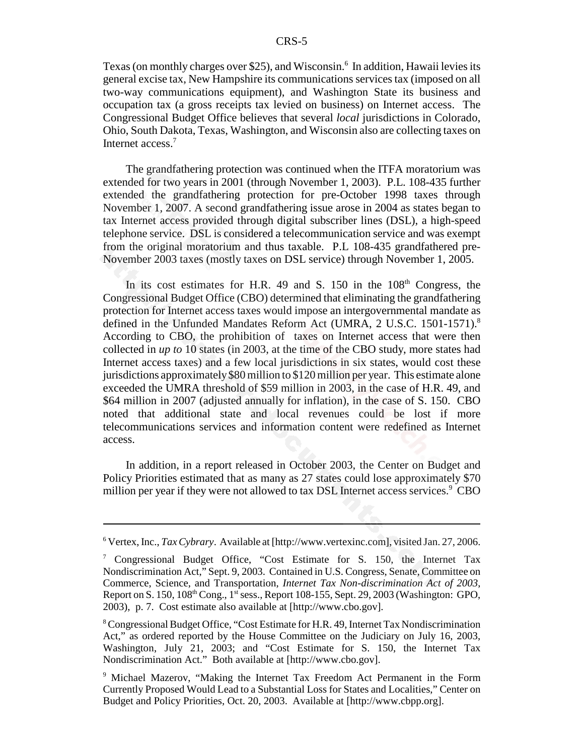Texas (on monthly charges over $25), and Wisconsin.[6] In addition, Hawaii levies its general excise tax, New Hampshire its communications services tax (imposed on all two-way communications equipment), and Washington State its business and occupation tax (a gross receipts tax levied on business) on Internet access. The Congressional Budget Office believes that several *local* jurisdictions in Colorado, Ohio, South Dakota, Texas, Washington, and Wisconsin also are collecting taxes on Internet access.[7]

The grandfathering protection was continued when the ITFA moratorium was extended for two years in 2001 (through November 1, 2003). P.L. 108-435 further extended the grandfathering protection for pre-October 1998 taxes through November 1, 2007. A second grandfathering issue arose in 2004 as states began to tax Internet access provided through digital subscriber lines (DSL), a high-speed telephone service. DSL is considered a telecommunication service and was exempt from the original moratorium and thus taxable. P.L 108-435 grandfathered pre-November 2003 taxes (mostly taxes on DSL service) through November 1, 2005.

In its cost estimates for H.R. 49 and S. 150 in the 108th Congress, the Congressional Budget Office (CBO) determined that eliminating the grandfathering protection for Internet access taxes would impose an intergovernmental mandate as defined in the Unfunded Mandates Reform Act (UMRA, 2 U.S.C. 1501-1571).[8] According to CBO, the prohibition of taxes on Internet access that were then collected in *up to* 10 states (in 2003, at the time of the CBO study, more states had Internet access taxes) and a few local jurisdictions in six states, would cost these jurisdictions approximately $80 million to $120 million per year. This estimate alone exceeded the UMRA threshold of $59 million in 2003, in the case of H.R. 49, and $64 million in 2007 (adjusted annually for inflation), in the case of S. 150. CBO noted that additional state and local revenues could be lost if more telecommunications services and information content were redefined as Internet access.

In addition, in a report released in October 2003, the Center on Budget and Policy Priorities estimated that as many as 27 states could lose approximately $70 million per year if they were not allowed to tax DSL Internet access services.[9] CBO

---

[6] Vertex, Inc., *Tax Cybrary*. Available at [http://www.vertexinc.com], visited Jan. 27, 2006.

[7] Congressional Budget Office, "Cost Estimate for S. 150, the Internet Tax Nondiscrimination Act," Sept. 9, 2003. Contained in U.S. Congress, Senate, Committee on Commerce, Science, and Transportation, *Internet Tax Non-discrimination Act of 2003*, Report on S. 150, 108th Cong., 1st sess., Report 108-155, Sept. 29, 2003 (Washington: GPO, 2003), p. 7. Cost estimate also available at [http://www.cbo.gov].

[8] Congressional Budget Office, "Cost Estimate for H.R. 49, Internet Tax Nondiscrimination Act," as ordered reported by the House Committee on the Judiciary on July 16, 2003, Washington, July 21, 2003; and "Cost Estimate for S. 150, the Internet Tax Nondiscrimination Act." Both available at [http://www.cbo.gov].

[9] Michael Mazerov, "Making the Internet Tax Freedom Act Permanent in the Form Currently Proposed Would Lead to a Substantial Loss for States and Localities," Center on Budget and Policy Priorities, Oct. 20, 2003. Available at [http://www.cbpp.org].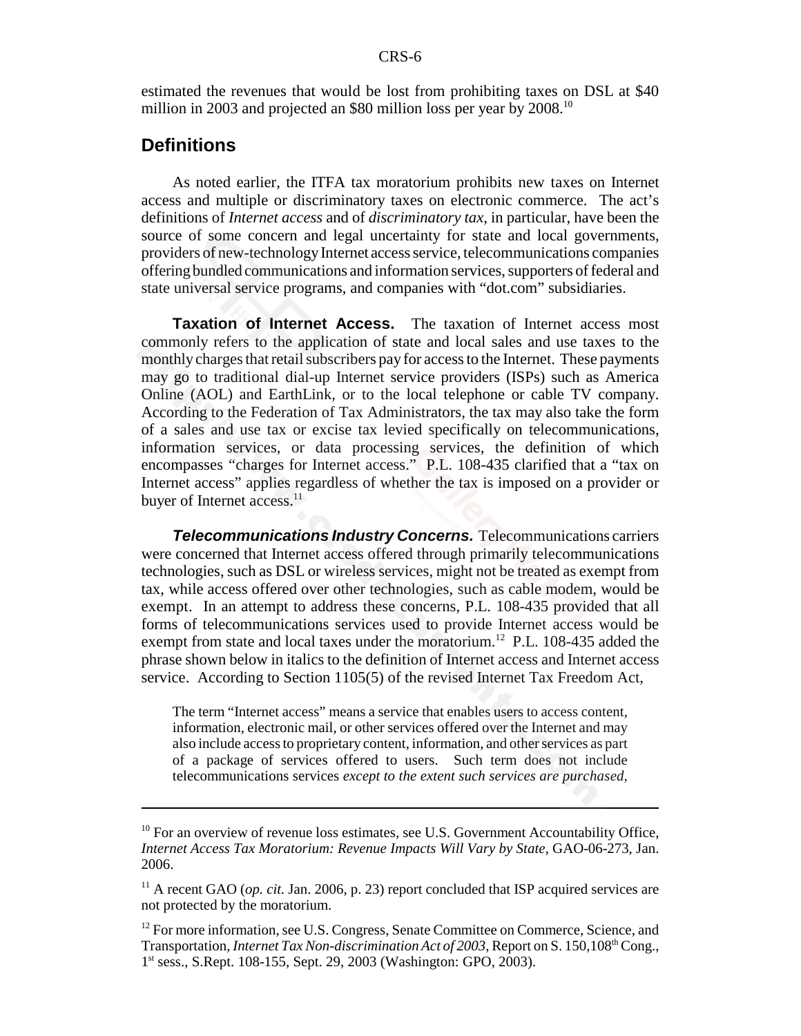estimated the revenues that would be lost from prohibiting taxes on DSL at $40 million in 2003 and projected an $80 million loss per year by 2008.[10]

## Definitions

As noted earlier, the ITFA tax moratorium prohibits new taxes on Internet access and multiple or discriminatory taxes on electronic commerce. The act's definitions of *Internet access* and of *discriminatory tax*, in particular, have been the source of some concern and legal uncertainty for state and local governments, providers of new-technology Internet access service, telecommunications companies offering bundled communications and information services, supporters of federal and state universal service programs, and companies with "dot.com" subsidiaries.

**Taxation of Internet Access.** The taxation of Internet access most commonly refers to the application of state and local sales and use taxes to the monthly charges that retail subscribers pay for access to the Internet. These payments may go to traditional dial-up Internet service providers (ISPs) such as America Online (AOL) and EarthLink, or to the local telephone or cable TV company. According to the Federation of Tax Administrators, the tax may also take the form of a sales and use tax or excise tax levied specifically on telecommunications, information services, or data processing services, the definition of which encompasses "charges for Internet access." P.L. 108-435 clarified that a "tax on Internet access" applies regardless of whether the tax is imposed on a provider or buyer of Internet access.[11]

***Telecommunications Industry Concerns.*** Telecommunications carriers were concerned that Internet access offered through primarily telecommunications technologies, such as DSL or wireless services, might not be treated as exempt from tax, while access offered over other technologies, such as cable modem, would be exempt. In an attempt to address these concerns, P.L. 108-435 provided that all forms of telecommunications services used to provide Internet access would be exempt from state and local taxes under the moratorium.[12] P.L. 108-435 added the phrase shown below in italics to the definition of Internet access and Internet access service. According to Section 1105(5) of the revised Internet Tax Freedom Act,

> The term "Internet access" means a service that enables users to access content, information, electronic mail, or other services offered over the Internet and may also include access to proprietary content, information, and other services as part of a package of services offered to users. Such term does not include telecommunications services *except to the extent such services are purchased,*

---

[10] For an overview of revenue loss estimates, see U.S. Government Accountability Office, *Internet Access Tax Moratorium: Revenue Impacts Will Vary by State*, GAO-06-273, Jan. 2006.

[11] A recent GAO (*op. cit.* Jan. 2006, p. 23) report concluded that ISP acquired services are not protected by the moratorium.

[12] For more information, see U.S. Congress, Senate Committee on Commerce, Science, and Transportation, *Internet Tax Non-discrimination Act of 2003*, Report on S. 150,108th Cong., 1st sess., S.Rept. 108-155, Sept. 29, 2003 (Washington: GPO, 2003).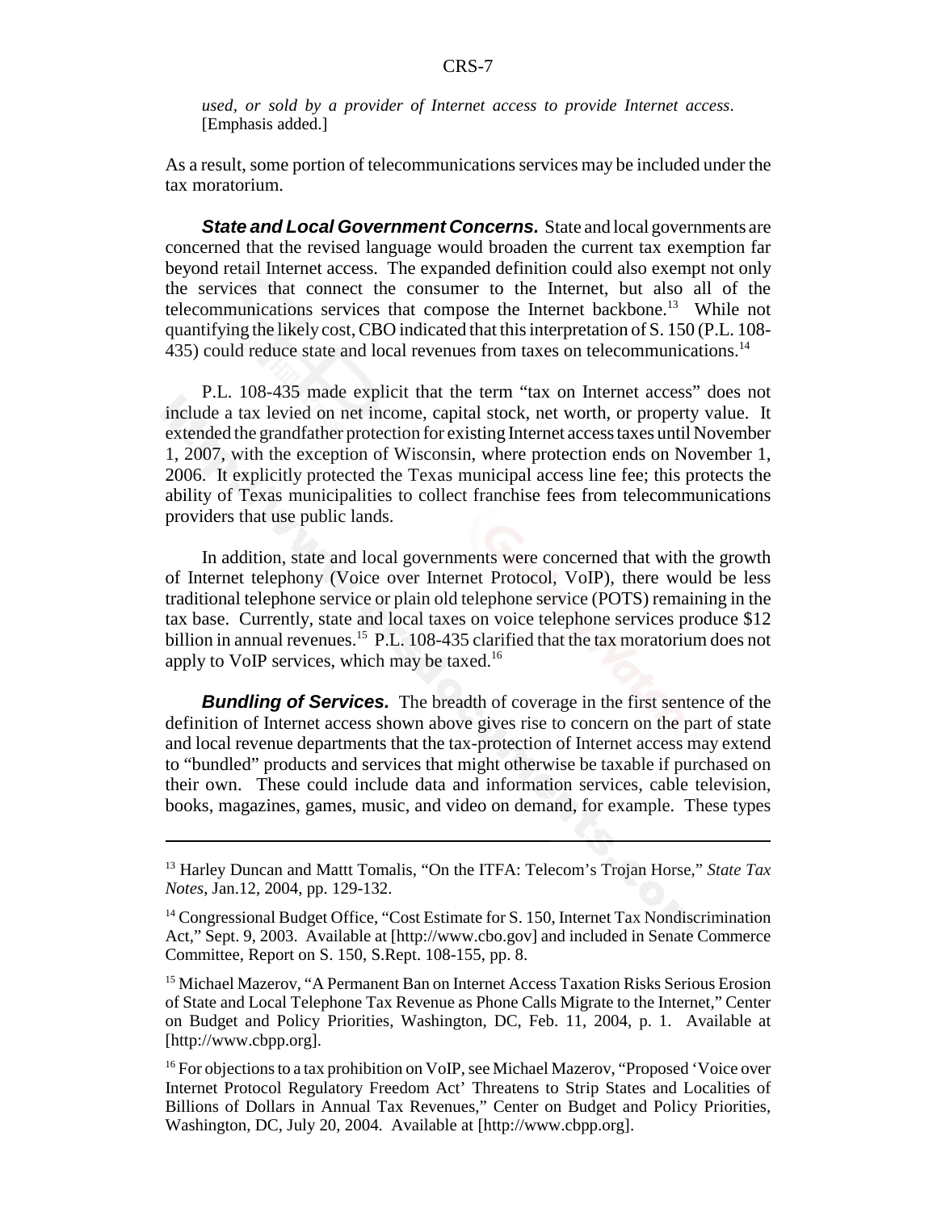*used, or sold by a provider of Internet access to provide Internet access*. [Emphasis added.]

As a result, some portion of telecommunications services may be included under the tax moratorium.

***State and Local Government Concerns.*** State and local governments are concerned that the revised language would broaden the current tax exemption far beyond retail Internet access. The expanded definition could also exempt not only the services that connect the consumer to the Internet, but also all of the telecommunications services that compose the Internet backbone.[13] While not quantifying the likely cost, CBO indicated that this interpretation of S. 150 (P.L. 108-435) could reduce state and local revenues from taxes on telecommunications.[14]

P.L. 108-435 made explicit that the term "tax on Internet access" does not include a tax levied on net income, capital stock, net worth, or property value. It extended the grandfather protection for existing Internet access taxes until November 1, 2007, with the exception of Wisconsin, where protection ends on November 1, 2006. It explicitly protected the Texas municipal access line fee; this protects the ability of Texas municipalities to collect franchise fees from telecommunications providers that use public lands.

In addition, state and local governments were concerned that with the growth of Internet telephony (Voice over Internet Protocol, VoIP), there would be less traditional telephone service or plain old telephone service (POTS) remaining in the tax base. Currently, state and local taxes on voice telephone services produce $12 billion in annual revenues.[15] P.L. 108-435 clarified that the tax moratorium does not apply to VoIP services, which may be taxed.[16]

***Bundling of Services.*** The breadth of coverage in the first sentence of the definition of Internet access shown above gives rise to concern on the part of state and local revenue departments that the tax-protection of Internet access may extend to "bundled" products and services that might otherwise be taxable if purchased on their own. These could include data and information services, cable television, books, magazines, games, music, and video on demand, for example. These types

---

[13] Harley Duncan and Mattt Tomalis, "On the ITFA: Telecom's Trojan Horse," *State Tax Notes*, Jan.12, 2004, pp. 129-132.

[14] Congressional Budget Office, "Cost Estimate for S. 150, Internet Tax Nondiscrimination Act," Sept. 9, 2003. Available at [http://www.cbo.gov] and included in Senate Commerce Committee, Report on S. 150, S.Rept. 108-155, pp. 8.

[15] Michael Mazerov, "A Permanent Ban on Internet Access Taxation Risks Serious Erosion of State and Local Telephone Tax Revenue as Phone Calls Migrate to the Internet," Center on Budget and Policy Priorities, Washington, DC, Feb. 11, 2004, p. 1. Available at [http://www.cbpp.org].

[16] For objections to a tax prohibition on VoIP, see Michael Mazerov, "Proposed 'Voice over Internet Protocol Regulatory Freedom Act' Threatens to Strip States and Localities of Billions of Dollars in Annual Tax Revenues," Center on Budget and Policy Priorities, Washington, DC, July 20, 2004. Available at [http://www.cbpp.org].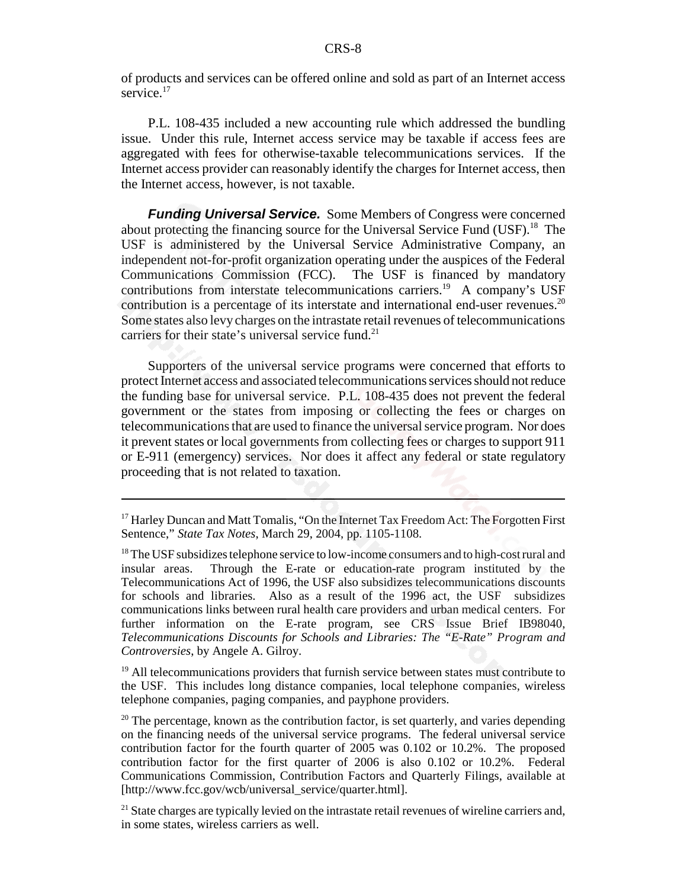of products and services can be offered online and sold as part of an Internet access service.[17]

P.L. 108-435 included a new accounting rule which addressed the bundling issue. Under this rule, Internet access service may be taxable if access fees are aggregated with fees for otherwise-taxable telecommunications services. If the Internet access provider can reasonably identify the charges for Internet access, then the Internet access, however, is not taxable.

***Funding Universal Service.*** Some Members of Congress were concerned about protecting the financing source for the Universal Service Fund (USF).[18] The USF is administered by the Universal Service Administrative Company, an independent not-for-profit organization operating under the auspices of the Federal Communications Commission (FCC). The USF is financed by mandatory contributions from interstate telecommunications carriers.[19] A company's USF contribution is a percentage of its interstate and international end-user revenues.[20] Some states also levy charges on the intrastate retail revenues of telecommunications carriers for their state's universal service fund.[21]

Supporters of the universal service programs were concerned that efforts to protect Internet access and associated telecommunications services should not reduce the funding base for universal service. P.L. 108-435 does not prevent the federal government or the states from imposing or collecting the fees or charges on telecommunications that are used to finance the universal service program. Nor does it prevent states or local governments from collecting fees or charges to support 911 or E-911 (emergency) services. Nor does it affect any federal or state regulatory proceeding that is not related to taxation.

---

[17] Harley Duncan and Matt Tomalis, "On the Internet Tax Freedom Act: The Forgotten First Sentence," *State Tax Notes*, March 29, 2004, pp. 1105-1108.

[18] The USF subsidizes telephone service to low-income consumers and to high-cost rural and insular areas. Through the E-rate or education-rate program instituted by the Telecommunications Act of 1996, the USF also subsidizes telecommunications discounts for schools and libraries. Also as a result of the 1996 act, the USF subsidizes communications links between rural health care providers and urban medical centers. For further information on the E-rate program, see CRS Issue Brief IB98040, *Telecommunications Discounts for Schools and Libraries: The "E-Rate" Program and Controversies*, by Angele A. Gilroy.

[19] All telecommunications providers that furnish service between states must contribute to the USF. This includes long distance companies, local telephone companies, wireless telephone companies, paging companies, and payphone providers.

[20] The percentage, known as the contribution factor, is set quarterly, and varies depending on the financing needs of the universal service programs. The federal universal service contribution factor for the fourth quarter of 2005 was 0.102 or 10.2%. The proposed contribution factor for the first quarter of 2006 is also 0.102 or 10.2%. Federal Communications Commission, Contribution Factors and Quarterly Filings, available at [http://www.fcc.gov/wcb/universal_service/quarter.html].

[21] State charges are typically levied on the intrastate retail revenues of wireline carriers and, in some states, wireless carriers as well.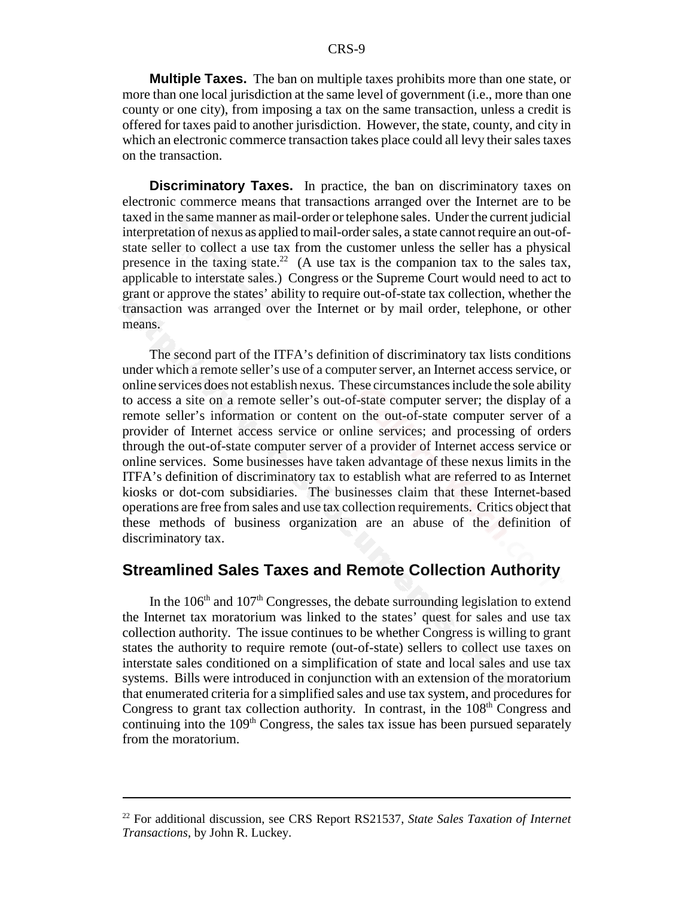**Multiple Taxes.** The ban on multiple taxes prohibits more than one state, or more than one local jurisdiction at the same level of government (i.e., more than one county or one city), from imposing a tax on the same transaction, unless a credit is offered for taxes paid to another jurisdiction. However, the state, county, and city in which an electronic commerce transaction takes place could all levy their sales taxes on the transaction.

**Discriminatory Taxes.** In practice, the ban on discriminatory taxes on electronic commerce means that transactions arranged over the Internet are to be taxed in the same manner as mail-order or telephone sales. Under the current judicial interpretation of nexus as applied to mail-order sales, a state cannot require an out-of-state seller to collect a use tax from the customer unless the seller has a physical presence in the taxing state.[22] (A use tax is the companion tax to the sales tax, applicable to interstate sales.) Congress or the Supreme Court would need to act to grant or approve the states' ability to require out-of-state tax collection, whether the transaction was arranged over the Internet or by mail order, telephone, or other means.

The second part of the ITFA's definition of discriminatory tax lists conditions under which a remote seller's use of a computer server, an Internet access service, or online services does not establish nexus. These circumstances include the sole ability to access a site on a remote seller's out-of-state computer server; the display of a remote seller's information or content on the out-of-state computer server of a provider of Internet access service or online services; and processing of orders through the out-of-state computer server of a provider of Internet access service or online services. Some businesses have taken advantage of these nexus limits in the ITFA's definition of discriminatory tax to establish what are referred to as Internet kiosks or dot-com subsidiaries. The businesses claim that these Internet-based operations are free from sales and use tax collection requirements. Critics object that these methods of business organization are an abuse of the definition of discriminatory tax.

## Streamlined Sales Taxes and Remote Collection Authority

In the 106th and 107th Congresses, the debate surrounding legislation to extend the Internet tax moratorium was linked to the states' quest for sales and use tax collection authority. The issue continues to be whether Congress is willing to grant states the authority to require remote (out-of-state) sellers to collect use taxes on interstate sales conditioned on a simplification of state and local sales and use tax systems. Bills were introduced in conjunction with an extension of the moratorium that enumerated criteria for a simplified sales and use tax system, and procedures for Congress to grant tax collection authority. In contrast, in the 108th Congress and continuing into the 109th Congress, the sales tax issue has been pursued separately from the moratorium.

---

[22] For additional discussion, see CRS Report RS21537, *State Sales Taxation of Internet Transactions*, by John R. Luckey.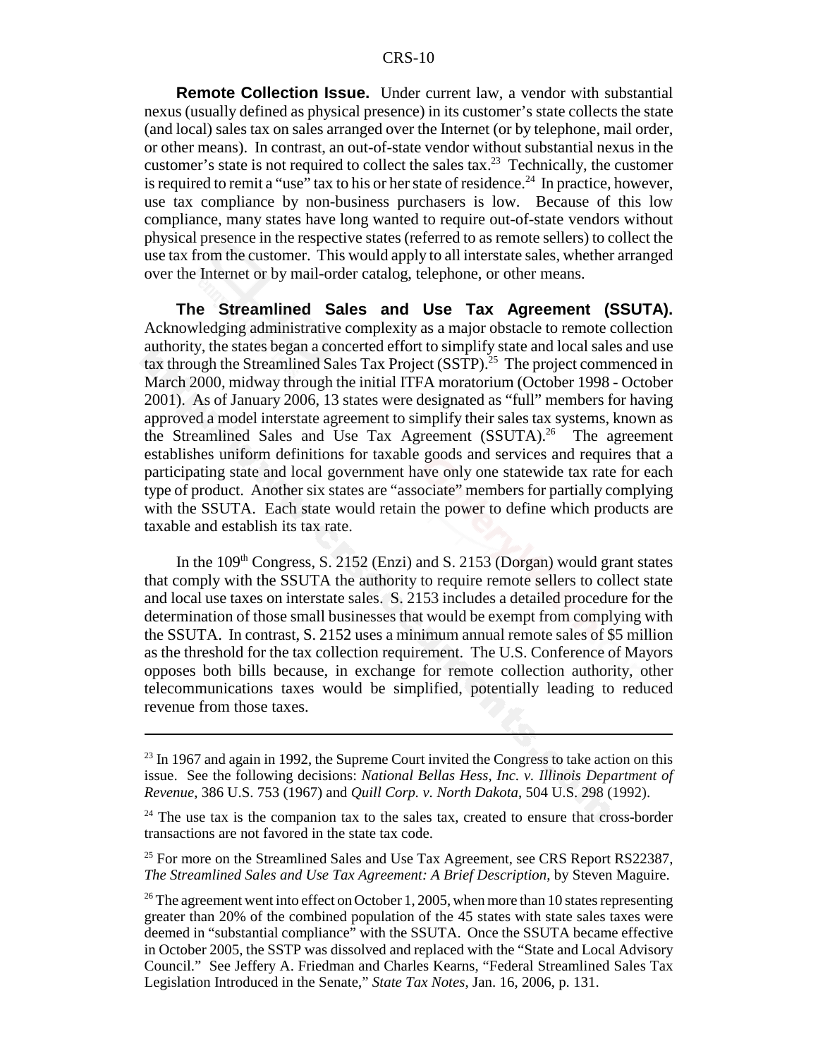**Remote Collection Issue.** Under current law, a vendor with substantial nexus (usually defined as physical presence) in its customer's state collects the state (and local) sales tax on sales arranged over the Internet (or by telephone, mail order, or other means). In contrast, an out-of-state vendor without substantial nexus in the customer's state is not required to collect the sales tax.[23] Technically, the customer is required to remit a "use" tax to his or her state of residence.[24] In practice, however, use tax compliance by non-business purchasers is low. Because of this low compliance, many states have long wanted to require out-of-state vendors without physical presence in the respective states (referred to as remote sellers) to collect the use tax from the customer. This would apply to all interstate sales, whether arranged over the Internet or by mail-order catalog, telephone, or other means.

**The Streamlined Sales and Use Tax Agreement (SSUTA).** Acknowledging administrative complexity as a major obstacle to remote collection authority, the states began a concerted effort to simplify state and local sales and use tax through the Streamlined Sales Tax Project (SSTP).[25] The project commenced in March 2000, midway through the initial ITFA moratorium (October 1998 - October 2001). As of January 2006, 13 states were designated as "full" members for having approved a model interstate agreement to simplify their sales tax systems, known as the Streamlined Sales and Use Tax Agreement (SSUTA).[26] The agreement establishes uniform definitions for taxable goods and services and requires that a participating state and local government have only one statewide tax rate for each type of product. Another six states are "associate" members for partially complying with the SSUTA. Each state would retain the power to define which products are taxable and establish its tax rate.

In the 109th Congress, S. 2152 (Enzi) and S. 2153 (Dorgan) would grant states that comply with the SSUTA the authority to require remote sellers to collect state and local use taxes on interstate sales. S. 2153 includes a detailed procedure for the determination of those small businesses that would be exempt from complying with the SSUTA. In contrast, S. 2152 uses a minimum annual remote sales of $5 million as the threshold for the tax collection requirement. The U.S. Conference of Mayors opposes both bills because, in exchange for remote collection authority, other telecommunications taxes would be simplified, potentially leading to reduced revenue from those taxes.

---

[23] In 1967 and again in 1992, the Supreme Court invited the Congress to take action on this issue. See the following decisions: *National Bellas Hess, Inc. v. Illinois Department of Revenue*, 386 U.S. 753 (1967) and *Quill Corp. v. North Dakota*, 504 U.S. 298 (1992).

[24] The use tax is the companion tax to the sales tax, created to ensure that cross-border transactions are not favored in the state tax code.

[25] For more on the Streamlined Sales and Use Tax Agreement, see CRS Report RS22387, *The Streamlined Sales and Use Tax Agreement: A Brief Description*, by Steven Maguire.

[26] The agreement went into effect on October 1, 2005, when more than 10 states representing greater than 20% of the combined population of the 45 states with state sales taxes were deemed in "substantial compliance" with the SSUTA. Once the SSUTA became effective in October 2005, the SSTP was dissolved and replaced with the "State and Local Advisory Council." See Jeffery A. Friedman and Charles Kearns, "Federal Streamlined Sales Tax Legislation Introduced in the Senate," *State Tax Notes*, Jan. 16, 2006, p. 131.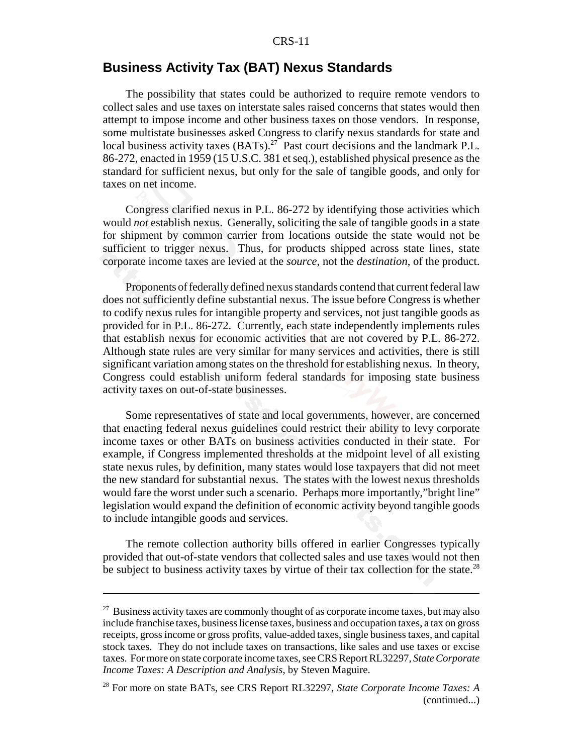## Business Activity Tax (BAT) Nexus Standards

The possibility that states could be authorized to require remote vendors to collect sales and use taxes on interstate sales raised concerns that states would then attempt to impose income and other business taxes on those vendors. In response, some multistate businesses asked Congress to clarify nexus standards for state and local business activity taxes (BATs).[27] Past court decisions and the landmark P.L. 86-272, enacted in 1959 (15 U.S.C. 381 et seq.), established physical presence as the standard for sufficient nexus, but only for the sale of tangible goods, and only for taxes on net income.

Congress clarified nexus in P.L. 86-272 by identifying those activities which would *not* establish nexus. Generally, soliciting the sale of tangible goods in a state for shipment by common carrier from locations outside the state would not be sufficient to trigger nexus. Thus, for products shipped across state lines, state corporate income taxes are levied at the *source*, not the *destination*, of the product.

Proponents of federally defined nexus standards contend that current federal law does not sufficiently define substantial nexus. The issue before Congress is whether to codify nexus rules for intangible property and services, not just tangible goods as provided for in P.L. 86-272. Currently, each state independently implements rules that establish nexus for economic activities that are not covered by P.L. 86-272. Although state rules are very similar for many services and activities, there is still significant variation among states on the threshold for establishing nexus. In theory, Congress could establish uniform federal standards for imposing state business activity taxes on out-of-state businesses.

Some representatives of state and local governments, however, are concerned that enacting federal nexus guidelines could restrict their ability to levy corporate income taxes or other BATs on business activities conducted in their state. For example, if Congress implemented thresholds at the midpoint level of all existing state nexus rules, by definition, many states would lose taxpayers that did not meet the new standard for substantial nexus. The states with the lowest nexus thresholds would fare the worst under such a scenario. Perhaps more importantly,"bright line" legislation would expand the definition of economic activity beyond tangible goods to include intangible goods and services.

The remote collection authority bills offered in earlier Congresses typically provided that out-of-state vendors that collected sales and use taxes would not then be subject to business activity taxes by virtue of their tax collection for the state.[28]

---

[27] Business activity taxes are commonly thought of as corporate income taxes, but may also include franchise taxes, business license taxes, business and occupation taxes, a tax on gross receipts, gross income or gross profits, value-added taxes, single business taxes, and capital stock taxes. They do not include taxes on transactions, like sales and use taxes or excise taxes. For more on state corporate income taxes, see CRS Report RL32297, *State Corporate Income Taxes: A Description and Analysis*, by Steven Maguire.

[28] For more on state BATs, see CRS Report RL32297, *State Corporate Income Taxes: A* (continued...)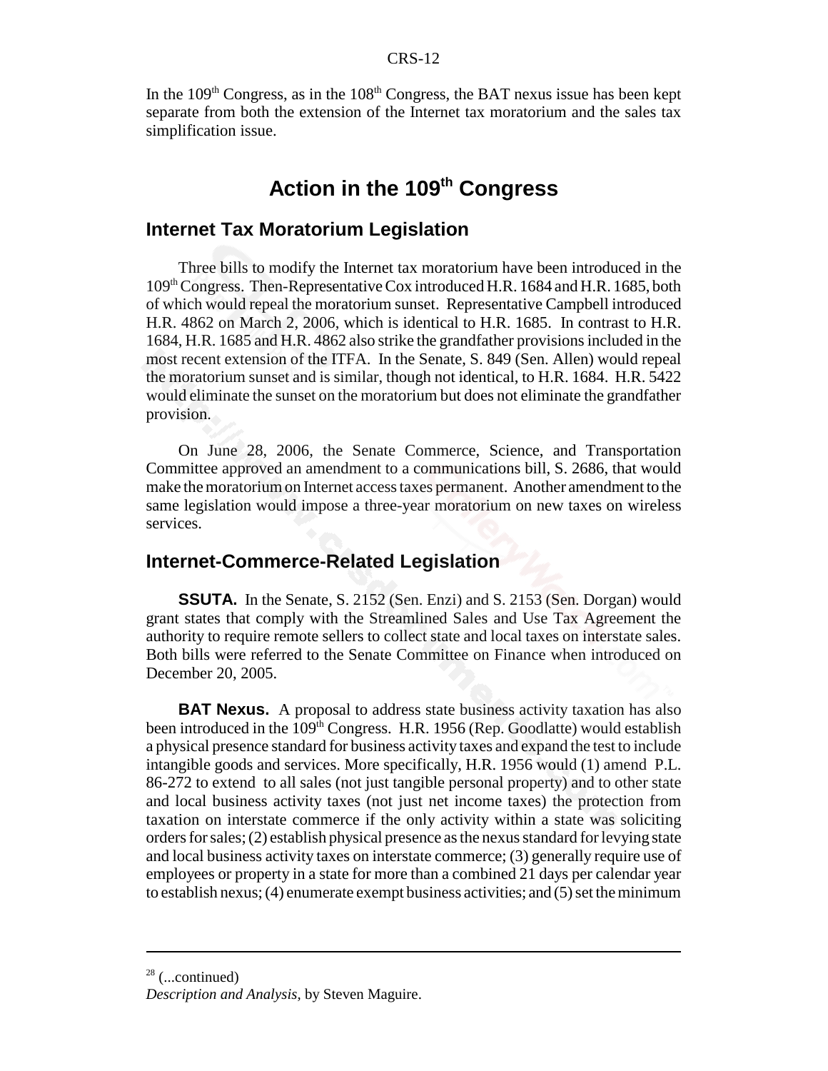In the 109th Congress, as in the 108th Congress, the BAT nexus issue has been kept separate from both the extension of the Internet tax moratorium and the sales tax simplification issue.

# Action in the 109th Congress

## Internet Tax Moratorium Legislation

Three bills to modify the Internet tax moratorium have been introduced in the 109th Congress. Then-Representative Cox introduced H.R. 1684 and H.R. 1685, both of which would repeal the moratorium sunset. Representative Campbell introduced H.R. 4862 on March 2, 2006, which is identical to H.R. 1685. In contrast to H.R. 1684, H.R. 1685 and H.R. 4862 also strike the grandfather provisions included in the most recent extension of the ITFA. In the Senate, S. 849 (Sen. Allen) would repeal the moratorium sunset and is similar, though not identical, to H.R. 1684. H.R. 5422 would eliminate the sunset on the moratorium but does not eliminate the grandfather provision.

On June 28, 2006, the Senate Commerce, Science, and Transportation Committee approved an amendment to a communications bill, S. 2686, that would make the moratorium on Internet access taxes permanent. Another amendment to the same legislation would impose a three-year moratorium on new taxes on wireless services.

## Internet-Commerce-Related Legislation

**SSUTA.** In the Senate, S. 2152 (Sen. Enzi) and S. 2153 (Sen. Dorgan) would grant states that comply with the Streamlined Sales and Use Tax Agreement the authority to require remote sellers to collect state and local taxes on interstate sales. Both bills were referred to the Senate Committee on Finance when introduced on December 20, 2005.

**BAT Nexus.** A proposal to address state business activity taxation has also been introduced in the 109th Congress. H.R. 1956 (Rep. Goodlatte) would establish a physical presence standard for business activity taxes and expand the test to include intangible goods and services. More specifically, H.R. 1956 would (1) amend P.L. 86-272 to extend to all sales (not just tangible personal property) and to other state and local business activity taxes (not just net income taxes) the protection from taxation on interstate commerce if the only activity within a state was soliciting orders for sales; (2) establish physical presence as the nexus standard for levying state and local business activity taxes on interstate commerce; (3) generally require use of employees or property in a state for more than a combined 21 days per calendar year to establish nexus; (4) enumerate exempt business activities; and (5) set the minimum

[28] (...continued)
*Description and Analysis*, by Steven Maguire.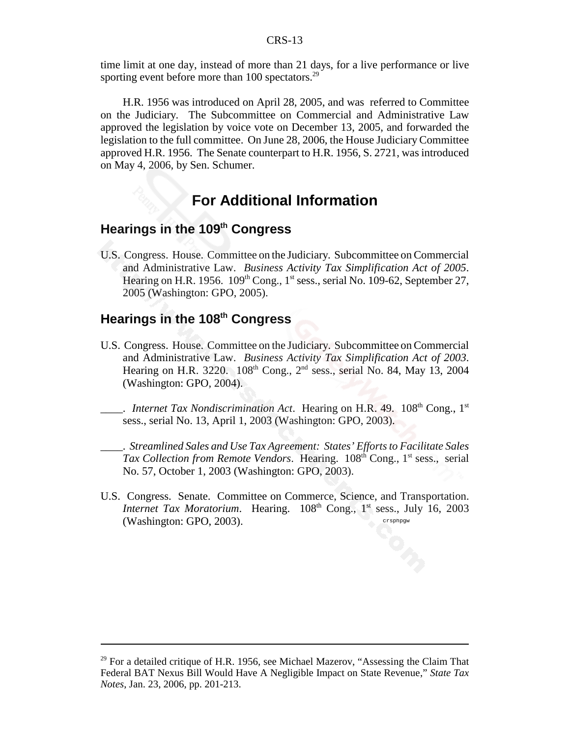time limit at one day, instead of more than 21 days, for a live performance or live sporting event before more than 100 spectators.[29]

H.R. 1956 was introduced on April 28, 2005, and was referred to Committee on the Judiciary. The Subcommittee on Commercial and Administrative Law approved the legislation by voice vote on December 13, 2005, and forwarded the legislation to the full committee. On June 28, 2006, the House Judiciary Committee approved H.R. 1956. The Senate counterpart to H.R. 1956, S. 2721, was introduced on May 4, 2006, by Sen. Schumer.

# For Additional Information

## Hearings in the 109th Congress

U.S. Congress. House. Committee on the Judiciary. Subcommittee on Commercial and Administrative Law. *Business Activity Tax Simplification Act of 2005*. Hearing on H.R. 1956. 109th Cong., 1st sess., serial No. 109-62, September 27, 2005 (Washington: GPO, 2005).

## Hearings in the 108th Congress

U.S. Congress. House. Committee on the Judiciary. Subcommittee on Commercial and Administrative Law. *Business Activity Tax Simplification Act of 2003*. Hearing on H.R. 3220. 108th Cong., 2nd sess., serial No. 84, May 13, 2004 (Washington: GPO, 2004).

____. *Internet Tax Nondiscrimination Act*. Hearing on H.R. 49. 108th Cong., 1st sess., serial No. 13, April 1, 2003 (Washington: GPO, 2003).

____. *Streamlined Sales and Use Tax Agreement: States' Efforts to Facilitate Sales Tax Collection from Remote Vendors*. Hearing. 108th Cong., 1st sess., serial No. 57, October 1, 2003 (Washington: GPO, 2003).

U.S. Congress. Senate. Committee on Commerce, Science, and Transportation. *Internet Tax Moratorium*. Hearing. 108th Cong., 1st sess., July 16, 2003 (Washington: GPO, 2003).

---

[29] For a detailed critique of H.R. 1956, see Michael Mazerov, "Assessing the Claim That Federal BAT Nexus Bill Would Have A Negligible Impact on State Revenue," *State Tax Notes*, Jan. 23, 2006, pp. 201-213.